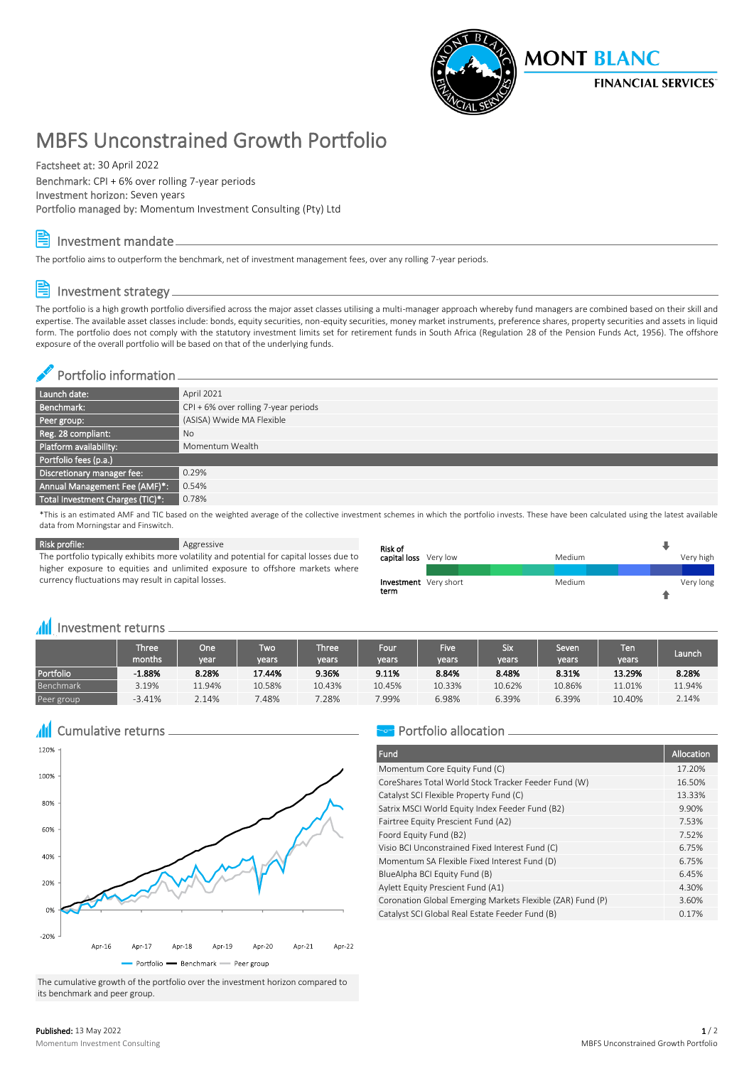# MBFS Unconstrained Growth Portfolio

Factsheet at: 30 April 2022
Benchmark: CPI + 6% over rolling 7-year periods
Investment horizon: Seven years
Portfolio managed by: Momentum Investment Consulting (Pty) Ltd

## Investment mandate

The portfolio aims to outperform the benchmark, net of investment management fees, over any rolling 7-year periods.

## Investment strategy

The portfolio is a high growth portfolio diversified across the major asset classes utilising a multi-manager approach whereby fund managers are combined based on their skill and expertise. The available asset classes include: bonds, equity securities, non-equity securities, money market instruments, preference shares, property securities and assets in liquid form. The portfolio does not comply with the statutory investment limits set for retirement funds in South Africa (Regulation 28 of the Pension Funds Act, 1956). The offshore exposure of the overall portfolio will be based on that of the underlying funds.

## Portfolio information

| | |
|---|---|
| Launch date: | April 2021 |
| Benchmark: | CPI + 6% over rolling 7-year periods |
| Peer group: | (ASISA) Wwide MA Flexible |
| Reg. 28 compliant: | No |
| Platform availability: | Momentum Wealth |
| **Portfolio fees (p.a.)** | |
| Discretionary manager fee: | 0.29% |
| Annual Management Fee (AMF)*: | 0.54% |
| Total Investment Charges (TIC)*: | 0.78% |

*This is an estimated AMF and TIC based on the weighted average of the collective investment schemes in which the portfolio invests. These have been calculated using the latest available data from Morningstar and Finswitch.

| Risk profile: | Aggressive |
|---|---|

The portfolio typically exhibits more volatility and potential for capital losses due to higher exposure to equities and unlimited exposure to offshore markets where currency fluctuations may result in capital losses.

Risk of capital loss: Very low — Medium — Very high
Investment term: Very short — Medium — Very long

## Investment returns

| | Three months | One year | Two years | Three years | Four years | Five years | Six years | Seven years | Ten years | Launch |
|---|---|---|---|---|---|---|---|---|---|---|
| **Portfolio** | **-1.88%** | **8.28%** | **17.44%** | **9.36%** | **9.11%** | **8.84%** | **8.48%** | **8.31%** | **13.29%** | **8.28%** |
| Benchmark | 3.19% | 11.94% | 10.58% | 10.43% | 10.45% | 10.33% | 10.62% | 10.86% | 11.01% | 11.94% |
| Peer group | -3.41% | 2.14% | 7.48% | 7.28% | 7.99% | 6.98% | 6.39% | 6.39% | 10.40% | 2.14% |

## Cumulative returns

The cumulative growth of the portfolio over the investment horizon compared to its benchmark and peer group.

## Portfolio allocation

| Fund | Allocation |
|---|---|
| Momentum Core Equity Fund (C) | 17.20% |
| CoreShares Total World Stock Tracker Feeder Fund (W) | 16.50% |
| Catalyst SCI Flexible Property Fund (C) | 13.33% |
| Satrix MSCI World Equity Index Feeder Fund (B2) | 9.90% |
| Fairtree Equity Prescient Fund (A2) | 7.53% |
| Foord Equity Fund (B2) | 7.52% |
| Visio BCI Unconstrained Fixed Interest Fund (C) | 6.75% |
| Momentum SA Flexible Fixed Interest Fund (D) | 6.75% |
| BlueAlpha BCI Equity Fund (B) | 6.45% |
| Aylett Equity Prescient Fund (A1) | 4.30% |
| Coronation Global Emerging Markets Flexible (ZAR) Fund (P) | 3.60% |
| Catalyst SCI Global Real Estate Feeder Fund (B) | 0.17% |

**Published:** 13 May 2022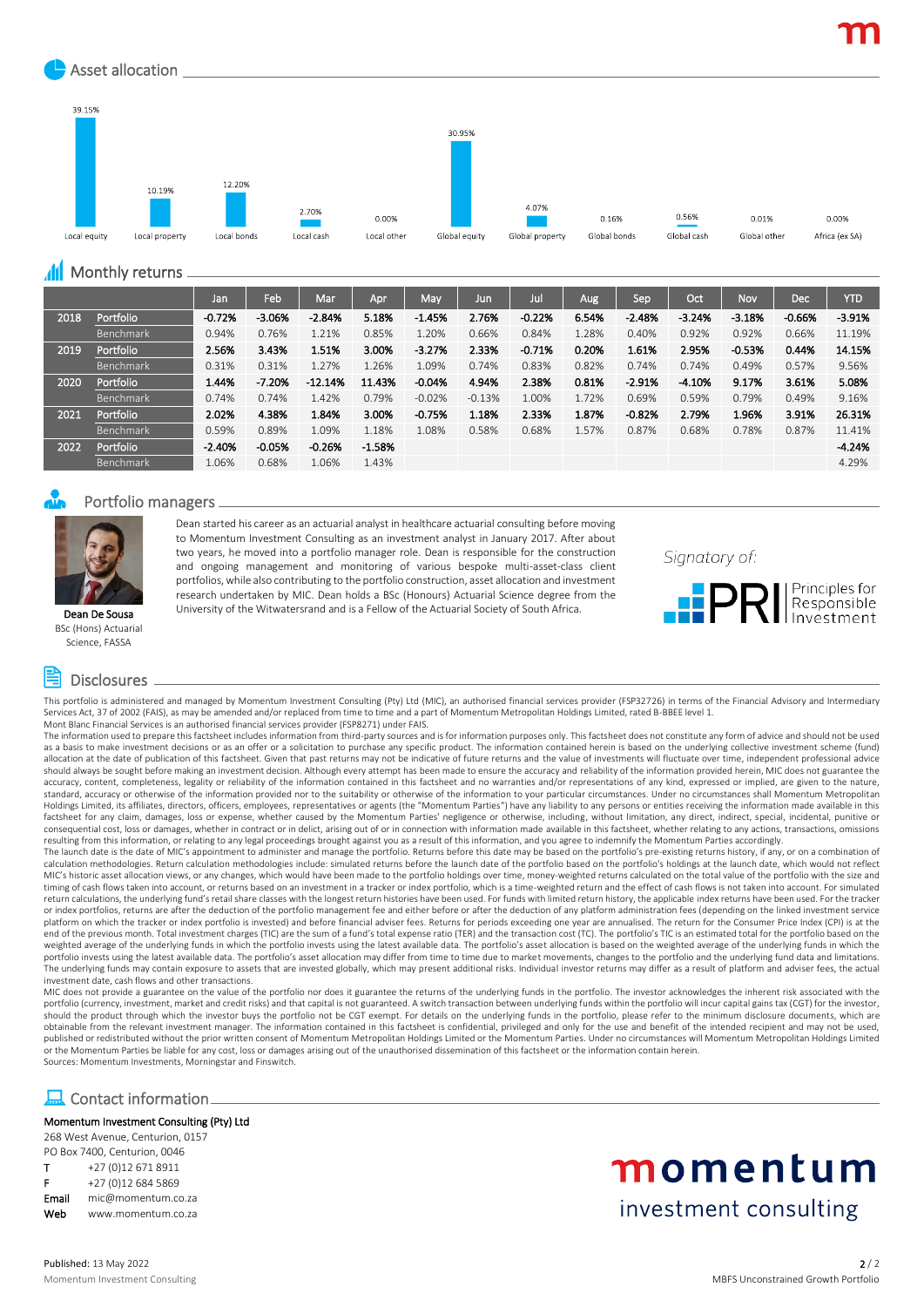## Asset allocation

39.15%
Local equity

10.19%
Local property

12.20%
Local bonds

2.70%
Local cash

0.00%
Local other

30.95%
Global equity

4.07%
Global property

0.16%
Global bonds

0.56%
Global cash

0.01%
Global other

0.00%
Africa (ex SA)

## Monthly returns

| | | Jan | Feb | Mar | Apr | May | Jun | Jul | Aug | Sep | Oct | Nov | Dec | YTD |
|---|---|---|---|---|---|---|---|---|---|---|---|---|---|---|
| 2018 | Portfolio | -0.72% | -3.06% | -2.84% | 5.18% | -1.45% | 2.76% | -0.22% | 6.54% | -2.48% | -3.24% | -3.18% | -0.66% | -3.91% |
| | Benchmark | 0.94% | 0.76% | 1.21% | 0.85% | 1.20% | 0.66% | 0.84% | 1.28% | 0.40% | 0.92% | 0.92% | 0.66% | 11.19% |
| 2019 | Portfolio | 2.56% | 3.43% | 1.51% | 3.00% | -3.27% | 2.33% | -0.71% | 0.20% | 1.61% | 2.95% | -0.53% | 0.44% | 14.15% |
| | Benchmark | 0.31% | 0.31% | 1.27% | 1.26% | 1.09% | 0.74% | 0.83% | 0.82% | 0.74% | 0.74% | 0.49% | 0.57% | 9.56% |
| 2020 | Portfolio | 1.44% | -7.20% | -12.14% | 11.43% | -0.04% | 4.94% | 2.38% | 0.81% | -2.91% | -4.10% | 9.17% | 3.61% | 5.08% |
| | Benchmark | 0.74% | 0.74% | 1.42% | 0.79% | -0.02% | -0.13% | 1.00% | 1.72% | 0.69% | 0.59% | 0.79% | 0.49% | 9.16% |
| 2021 | Portfolio | 2.02% | 4.38% | 1.84% | 3.00% | -0.75% | 1.18% | 2.33% | 1.87% | -0.82% | 2.79% | 1.96% | 3.91% | 26.31% |
| | Benchmark | 0.59% | 0.89% | 1.09% | 1.18% | 1.08% | 0.58% | 0.68% | 1.57% | 0.87% | 0.68% | 0.78% | 0.87% | 11.41% |
| 2022 | Portfolio | -2.40% | -0.05% | -0.26% | -1.58% | | | | | | | | | -4.24% |
| | Benchmark | 1.06% | 0.68% | 1.06% | 1.43% | | | | | | | | | 4.29% |

## Portfolio managers

**Dean De Sousa**
BSc (Hons) Actuarial Science, FASSA

Dean started his career as an actuarial analyst in healthcare actuarial consulting before moving to Momentum Investment Consulting as an investment analyst in January 2017. After about two years, he moved into a portfolio manager role. Dean is responsible for the construction and ongoing management and monitoring of various bespoke multi-asset-class client portfolios, while also contributing to the portfolio construction, asset allocation and investment research undertaken by MIC. Dean holds a BSc (Honours) Actuarial Science degree from the University of the Witwatersrand and is a Fellow of the Actuarial Society of South Africa.

Signatory of:

PRI Principles for Responsible Investment

## Disclosures

This portfolio is administered and managed by Momentum Investment Consulting (Pty) Ltd (MIC), an authorised financial services provider (FSP32726) in terms of the Financial Advisory and Intermediary Services Act, 37 of 2002 (FAIS), as may be amended and/or replaced from time to time and a part of Momentum Metropolitan Holdings Limited, rated B-BBEE level 1.
Mont Blanc Financial Services is an authorised financial services provider (FSP8271) under FAIS.
The information used to prepare this factsheet includes information from third-party sources and is for information purposes only. This factsheet does not constitute any form of advice and should not be used as a basis to make investment decisions or as an offer or a solicitation to purchase any specific product. The information contained herein is based on the underlying collective investment scheme (fund) allocation at the date of publication of this factsheet. Given that past returns may not be indicative of future returns and the value of investments will fluctuate over time, independent professional advice should always be sought before making an investment decision. Although every attempt has been made to ensure the accuracy and reliability of the information provided herein, MIC does not guarantee the accuracy, content, completeness, legality or reliability of the information contained in this factsheet and no warranties and/or representations of any kind, expressed or implied, are given to the nature, standard, accuracy or otherwise of the information provided nor to the suitability or otherwise of the information to your particular circumstances. Under no circumstances shall Momentum Metropolitan Holdings Limited, its affiliates, directors, officers, employees, representatives or agents (the "Momentum Parties") have any liability to any persons or entities receiving the information made available in this factsheet for any claim, damages, loss or expense, whether caused by the Momentum Parties' negligence or otherwise, including, without limitation, any direct, indirect, special, incidental, punitive or consequential cost, loss or damages, whether in contract or in delict, arising out of or in connection with information made available in this factsheet, whether relating to any actions, transactions, omissions resulting from this information, or relating to any legal proceedings brought against you as a result of this information, and you agree to indemnify the Momentum Parties accordingly.
The launch date is the date of MIC's appointment to administer and manage the portfolio. Returns before this date may be based on the portfolio's pre-existing returns history, if any, or on a combination of calculation methodologies. Return calculation methodologies include: simulated returns before the launch date of the portfolio based on the portfolio's holdings at the launch date, which would not reflect MIC's historic asset allocation views, or any changes, which would have been made to the portfolio holdings over time, money-weighted returns calculated on the total value of the portfolio with the size and timing of cash flows taken into account, or returns based on an investment in a tracker or index portfolio, which is a time-weighted return and the effect of cash flows is not taken into account. For simulated return calculations, the underlying fund's retail share classes with the longest return histories have been used. For funds with limited return history, the applicable index returns have been used. For the tracker or index portfolios, returns are after the deduction of the portfolio management fee and either before or after the deduction of any platform administration fees (depending on the linked investment service platform on which the tracker or index portfolio is invested) and before financial adviser fees. Returns for periods exceeding one year are annualised. The return for the Consumer Price Index (CPI) is at the end of the previous month. Total investment charges (TIC) are the sum of a fund's total expense ratio (TER) and the transaction cost (TC). The portfolio's TIC is an estimated total for the portfolio based on the weighted average of the underlying funds in which the portfolio invests using the latest available data. The portfolio's asset allocation is based on the weighted average of the underlying funds in which the portfolio invests using the latest available data. The portfolio's asset allocation may differ from time to time due to market movements, changes to the portfolio and the underlying fund data and limitations. The underlying funds may contain exposure to assets that are invested globally, which may present additional risks. Individual investor returns may differ as a result of platform and adviser fees, the actual investment date, cash flows and other transactions.
MIC does not provide a guarantee on the value of the portfolio nor does it guarantee the returns of the underlying funds in the portfolio. The investor acknowledges the inherent risk associated with the portfolio (currency, investment, market and credit risks) and that capital is not guaranteed. A switch transaction between underlying funds within the portfolio will incur capital gains tax (CGT) for the investor, should the product through which the investor buys the portfolio not be CGT exempt. For details on the underlying funds in the portfolio, please refer to the minimum disclosure documents, which are obtainable from the relevant investment manager. The information contained in this factsheet is confidential, privileged and only for the use and benefit of the intended recipient and may not be used, published or redistributed without the prior written consent of Momentum Metropolitan Holdings Limited or the Momentum Parties. Under no circumstances will Momentum Metropolitan Holdings Limited or the Momentum Parties be liable for any cost, loss or damages arising out of the unauthorised dissemination of this factsheet or the information contain herein.
Sources: Momentum Investments, Morningstar and Finswitch.

## Contact information

**Momentum Investment Consulting (Pty) Ltd**
268 West Avenue, Centurion, 0157
PO Box 7400, Centurion, 0046
**T** +27 (0)12 671 8911
**F** +27 (0)12 684 5869
**Email** mic@momentum.co.za
**Web** www.momentum.co.za

momentum
investment consulting

Published: 13 May 2022